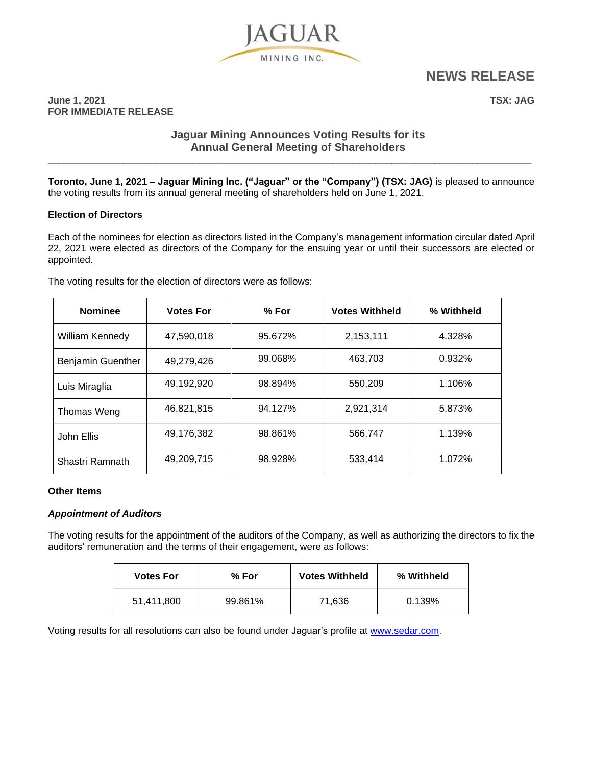JAGUAR MINING INC.

NEWS RELEASE

**June 1, 2021**
**FOR IMMEDIATE RELEASE**

**TSX: JAG**

## Jaguar Mining Announces Voting Results for its Annual General Meeting of Shareholders

**Toronto, June 1, 2021 – Jaguar Mining Inc. ("Jaguar" or the "Company") (TSX: JAG)** is pleased to announce the voting results from its annual general meeting of shareholders held on June 1, 2021.

### Election of Directors

Each of the nominees for election as directors listed in the Company's management information circular dated April 22, 2021 were elected as directors of the Company for the ensuing year or until their successors are elected or appointed.

The voting results for the election of directors were as follows:

| Nominee | Votes For | % For | Votes Withheld | % Withheld |
|---|---|---|---|---|
| William Kennedy | 47,590,018 | 95.672% | 2,153,111 | 4.328% |
| Benjamin Guenther | 49,279,426 | 99.068% | 463,703 | 0.932% |
| Luis Miraglia | 49,192,920 | 98.894% | 550,209 | 1.106% |
| Thomas Weng | 46,821,815 | 94.127% | 2,921,314 | 5.873% |
| John Ellis | 49,176,382 | 98.861% | 566,747 | 1.139% |
| Shastri Ramnath | 49,209,715 | 98.928% | 533,414 | 1.072% |

### Other Items

***Appointment of Auditors***

The voting results for the appointment of the auditors of the Company, as well as authorizing the directors to fix the auditors' remuneration and the terms of their engagement, were as follows:

| Votes For | % For | Votes Withheld | % Withheld |
|---|---|---|---|
| 51,411,800 | 99.861% | 71,636 | 0.139% |

Voting results for all resolutions can also be found under Jaguar's profile at www.sedar.com.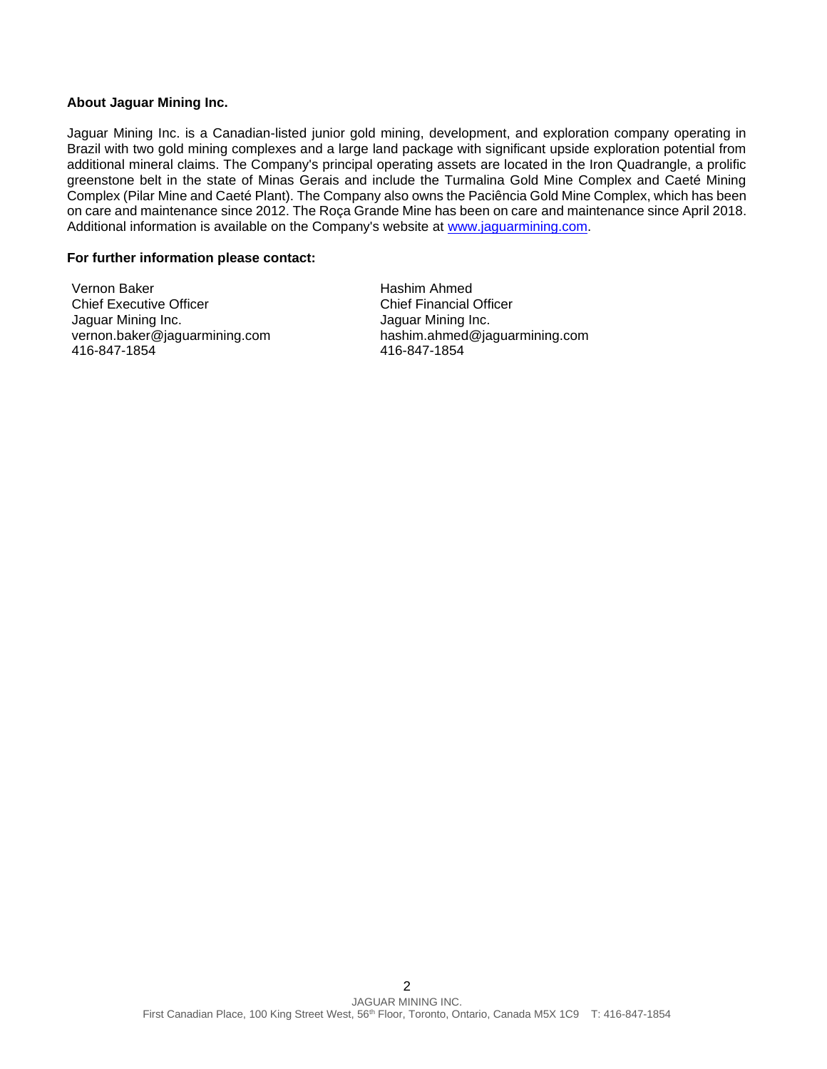**About Jaguar Mining Inc.**

Jaguar Mining Inc. is a Canadian-listed junior gold mining, development, and exploration company operating in Brazil with two gold mining complexes and a large land package with significant upside exploration potential from additional mineral claims. The Company's principal operating assets are located in the Iron Quadrangle, a prolific greenstone belt in the state of Minas Gerais and include the Turmalina Gold Mine Complex and Caeté Mining Complex (Pilar Mine and Caeté Plant). The Company also owns the Paciência Gold Mine Complex, which has been on care and maintenance since 2012. The Roça Grande Mine has been on care and maintenance since April 2018. Additional information is available on the Company's website at www.jaguarmining.com.

**For further information please contact:**

Vernon Baker
Chief Executive Officer
Jaguar Mining Inc.
vernon.baker@jaguarmining.com
416-847-1854

Hashim Ahmed
Chief Financial Officer
Jaguar Mining Inc.
hashim.ahmed@jaguarmining.com
416-847-1854